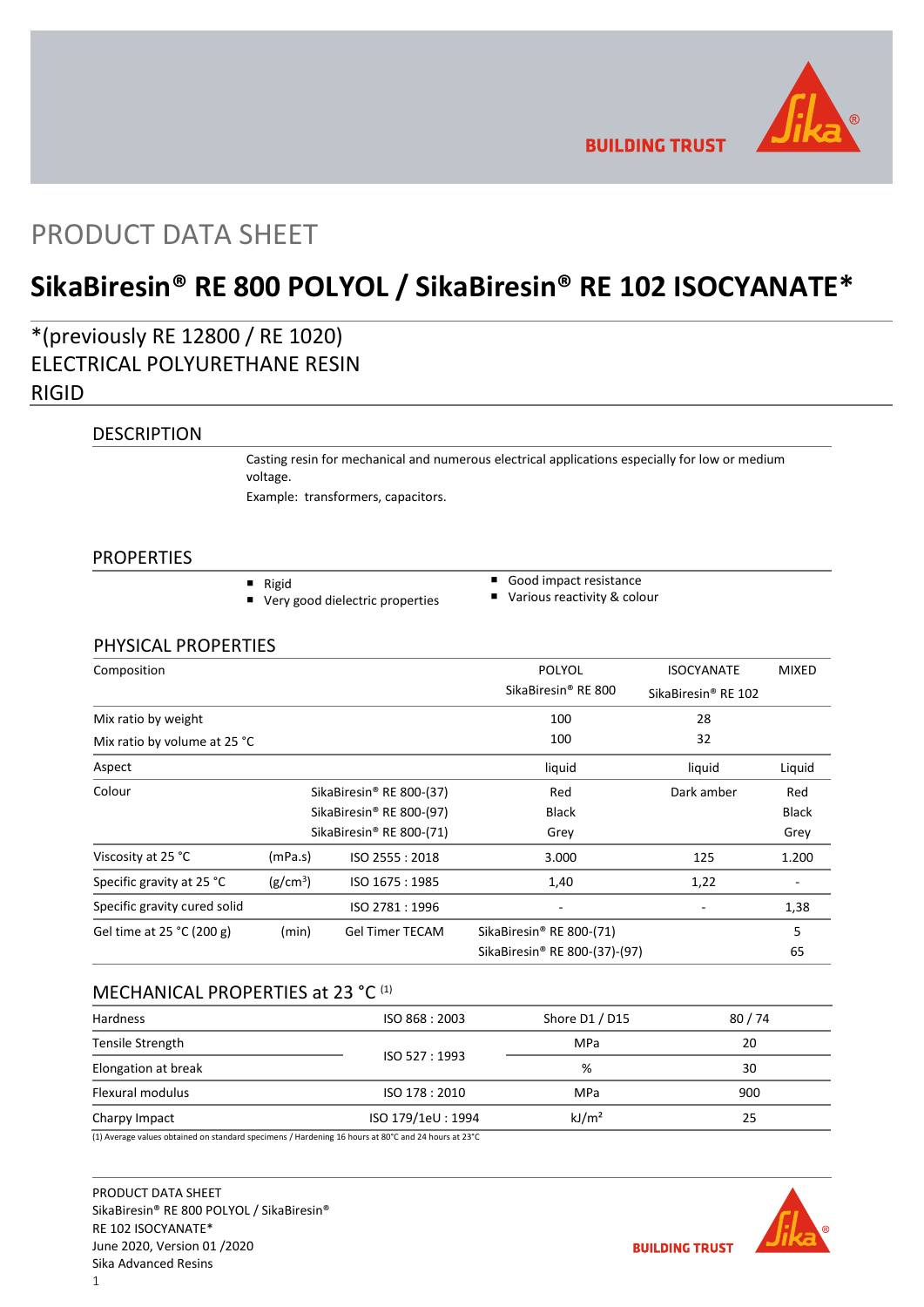# PRODUCT DATA SHEET

# SikaBiresin® RE 800 POLYOL / SikaBiresin® RE 102 ISOCYANATE*

## *(previously RE 12800 / RE 1020)
## ELECTRICAL POLYURETHANE RESIN
## RIGID

### DESCRIPTION

Casting resin for mechanical and numerous electrical applications especially for low or medium voltage.

Example: transformers, capacitors.

### PROPERTIES

- Rigid
- Very good dielectric properties
- Good impact resistance
- Various reactivity & colour

### PHYSICAL PROPERTIES

| Composition | | | POLYOL SikaBiresin® RE 800 | ISOCYANATE SikaBiresin® RE 102 | MIXED |
|---|---|---|---|---|---|
| Mix ratio by weight | | | 100 | 28 | |
| Mix ratio by volume at 25 °C | | | 100 | 32 | |
| Aspect | | | liquid | liquid | Liquid |
| Colour | | SikaBiresin® RE 800-(37) | Red | Dark amber | Red |
| | | SikaBiresin® RE 800-(97) | Black | | Black |
| | | SikaBiresin® RE 800-(71) | Grey | | Grey |
| Viscosity at 25 °C | (mPa.s) | ISO 2555 : 2018 | 3.000 | 125 | 1.200 |
| Specific gravity at 25 °C | (g/cm$^3$) | ISO 1675 : 1985 | 1,40 | 1,22 | - |
| Specific gravity cured solid | | ISO 2781 : 1996 | - | - | 1,38 |
| Gel time at 25 °C (200 g) | (min) | Gel Timer TECAM | SikaBiresin® RE 800-(71) | | 5 |
| | | | SikaBiresin® RE 800-(37)-(97) | | 65 |

### MECHANICAL PROPERTIES at 23 °C [1]

| Hardness | ISO 868 : 2003 | Shore D1 / D15 | 80 / 74 |
|---|---|---|---|
| Tensile Strength | ISO 527 : 1993 | MPa | 20 |
| Elongation at break | ISO 527 : 1993 | % | 30 |
| Flexural modulus | ISO 178 : 2010 | MPa | 900 |
| Charpy Impact | ISO 179/1eU : 1994 | kJ/m² | 25 |

(1) Average values obtained on standard specimens / Hardening 16 hours at 80°C and 24 hours at 23°C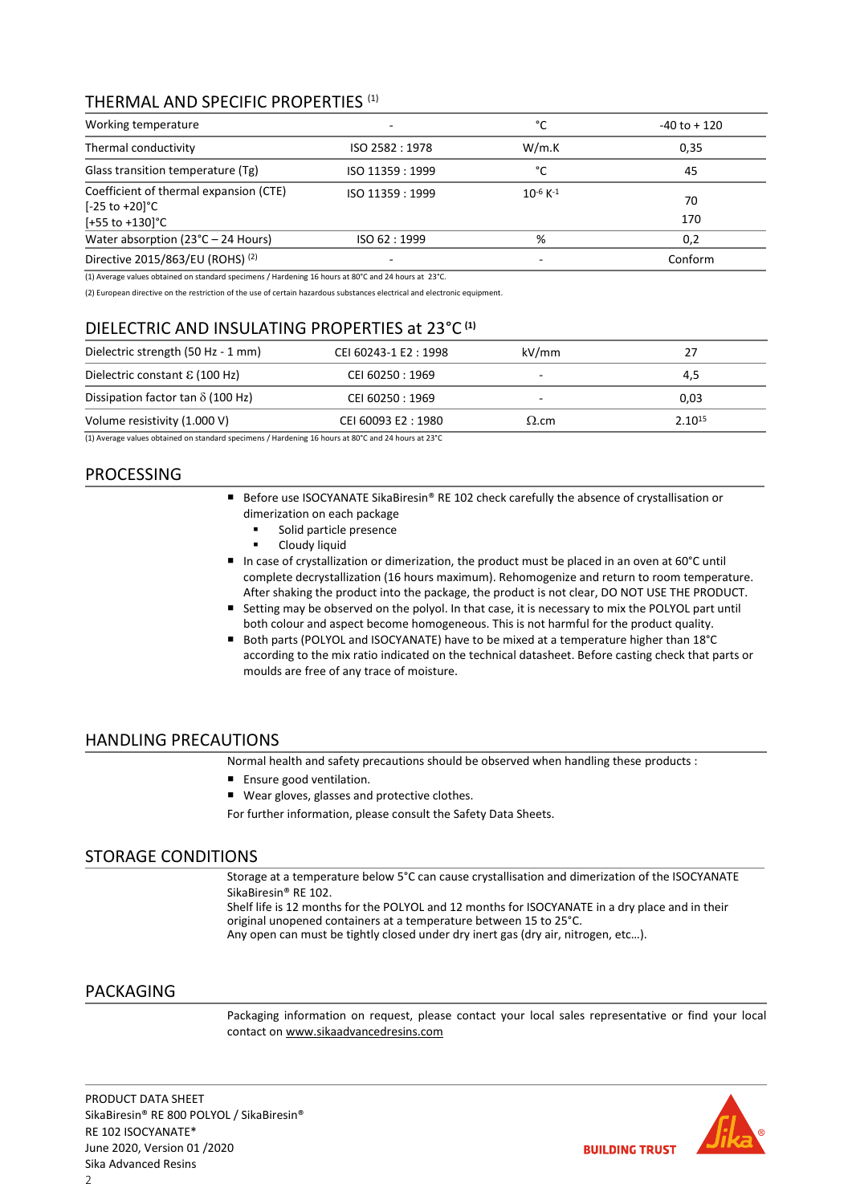## THERMAL AND SPECIFIC PROPERTIES (1)

| Working temperature | - | °C | -40 to + 120 |
|---|---|---|---|
| Thermal conductivity | ISO 2582 : 1978 | W/m.K | 0,35 |
| Glass transition temperature (Tg) | ISO 11359 : 1999 | °C | 45 |
| Coefficient of thermal expansion (CTE) [-25 to +20]°C [+55 to +130]°C | ISO 11359 : 1999 | $10^{-6}$ $K^{-1}$ | 70 170 |
| Water absorption (23°C – 24 Hours) | ISO 62 : 1999 | % | 0,2 |
| Directive 2015/863/EU (ROHS) (2) | - | - | Conform |

(1) Average values obtained on standard specimens / Hardening 16 hours at 80°C and 24 hours at 23°C.

(2) European directive on the restriction of the use of certain hazardous substances electrical and electronic equipment.

## DIELECTRIC AND INSULATING PROPERTIES at 23°C (1)

| Dielectric strength (50 Hz - 1 mm) | CEI 60243-1 E2 : 1998 | kV/mm | 27 |
|---|---|---|---|
| Dielectric constant ε (100 Hz) | CEI 60250 : 1969 | - | 4,5 |
| Dissipation factor tan δ (100 Hz) | CEI 60250 : 1969 | - | 0,03 |
| Volume resistivity (1.000 V) | CEI 60093 E2 : 1980 | Ω.cm | $2.10^{15}$ |

(1) Average values obtained on standard specimens / Hardening 16 hours at 80°C and 24 hours at 23°C

## PROCESSING

- Before use ISOCYANATE SikaBiresin® RE 102 check carefully the absence of crystallisation or dimerization on each package
  - Solid particle presence
  - Cloudy liquid
- In case of crystallization or dimerization, the product must be placed in an oven at 60°C until complete decrystallization (16 hours maximum). Rehomogenize and return to room temperature. After shaking the product into the package, the product is not clear, DO NOT USE THE PRODUCT.
- Setting may be observed on the polyol. In that case, it is necessary to mix the POLYOL part until both colour and aspect become homogeneous. This is not harmful for the product quality.
- Both parts (POLYOL and ISOCYANATE) have to be mixed at a temperature higher than 18°C according to the mix ratio indicated on the technical datasheet. Before casting check that parts or moulds are free of any trace of moisture.

## HANDLING PRECAUTIONS

Normal health and safety precautions should be observed when handling these products :

- Ensure good ventilation.
- Wear gloves, glasses and protective clothes.

For further information, please consult the Safety Data Sheets.

## STORAGE CONDITIONS

Storage at a temperature below 5°C can cause crystallisation and dimerization of the ISOCYANATE SikaBiresin® RE 102.
Shelf life is 12 months for the POLYOL and 12 months for ISOCYANATE in a dry place and in their original unopened containers at a temperature between 15 to 25°C.
Any open can must be tightly closed under dry inert gas (dry air, nitrogen, etc…).

## PACKAGING

Packaging information on request, please contact your local sales representative or find your local contact on www.sikaadvancedresins.com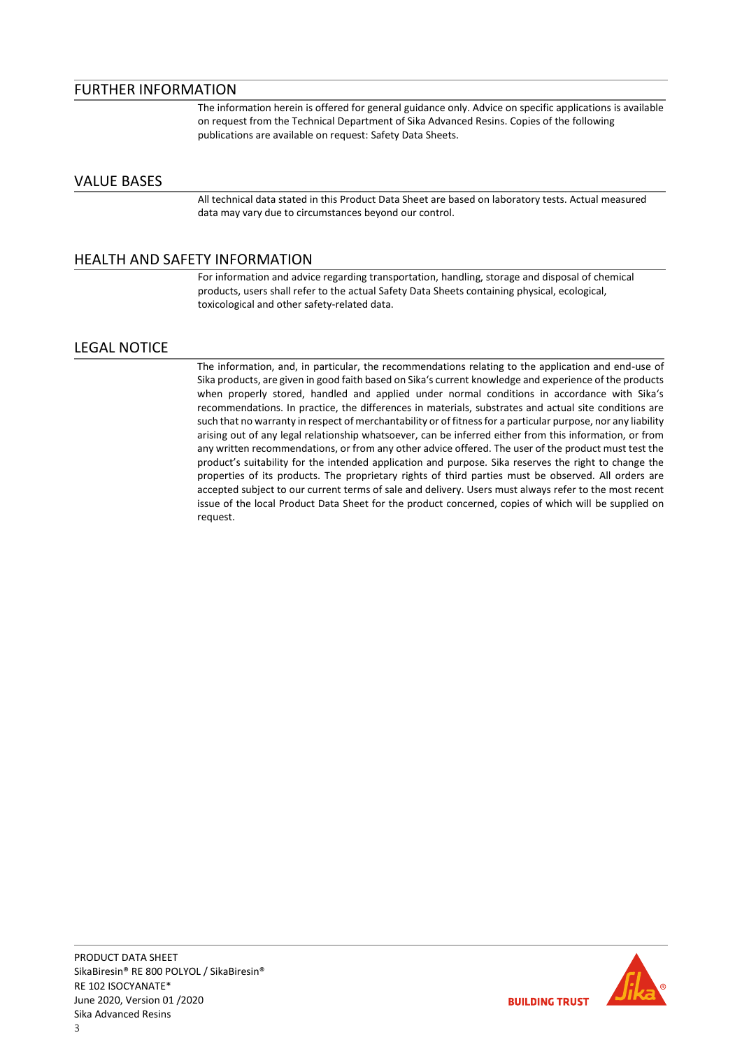## FURTHER INFORMATION

The information herein is offered for general guidance only. Advice on specific applications is available on request from the Technical Department of Sika Advanced Resins. Copies of the following publications are available on request: Safety Data Sheets.

## VALUE BASES

All technical data stated in this Product Data Sheet are based on laboratory tests. Actual measured data may vary due to circumstances beyond our control.

## HEALTH AND SAFETY INFORMATION

For information and advice regarding transportation, handling, storage and disposal of chemical products, users shall refer to the actual Safety Data Sheets containing physical, ecological, toxicological and other safety-related data.

## LEGAL NOTICE

The information, and, in particular, the recommendations relating to the application and end-use of Sika products, are given in good faith based on Sika's current knowledge and experience of the products when properly stored, handled and applied under normal conditions in accordance with Sika's recommendations. In practice, the differences in materials, substrates and actual site conditions are such that no warranty in respect of merchantability or of fitness for a particular purpose, nor any liability arising out of any legal relationship whatsoever, can be inferred either from this information, or from any written recommendations, or from any other advice offered. The user of the product must test the product's suitability for the intended application and purpose. Sika reserves the right to change the properties of its products. The proprietary rights of third parties must be observed. All orders are accepted subject to our current terms of sale and delivery. Users must always refer to the most recent issue of the local Product Data Sheet for the product concerned, copies of which will be supplied on request.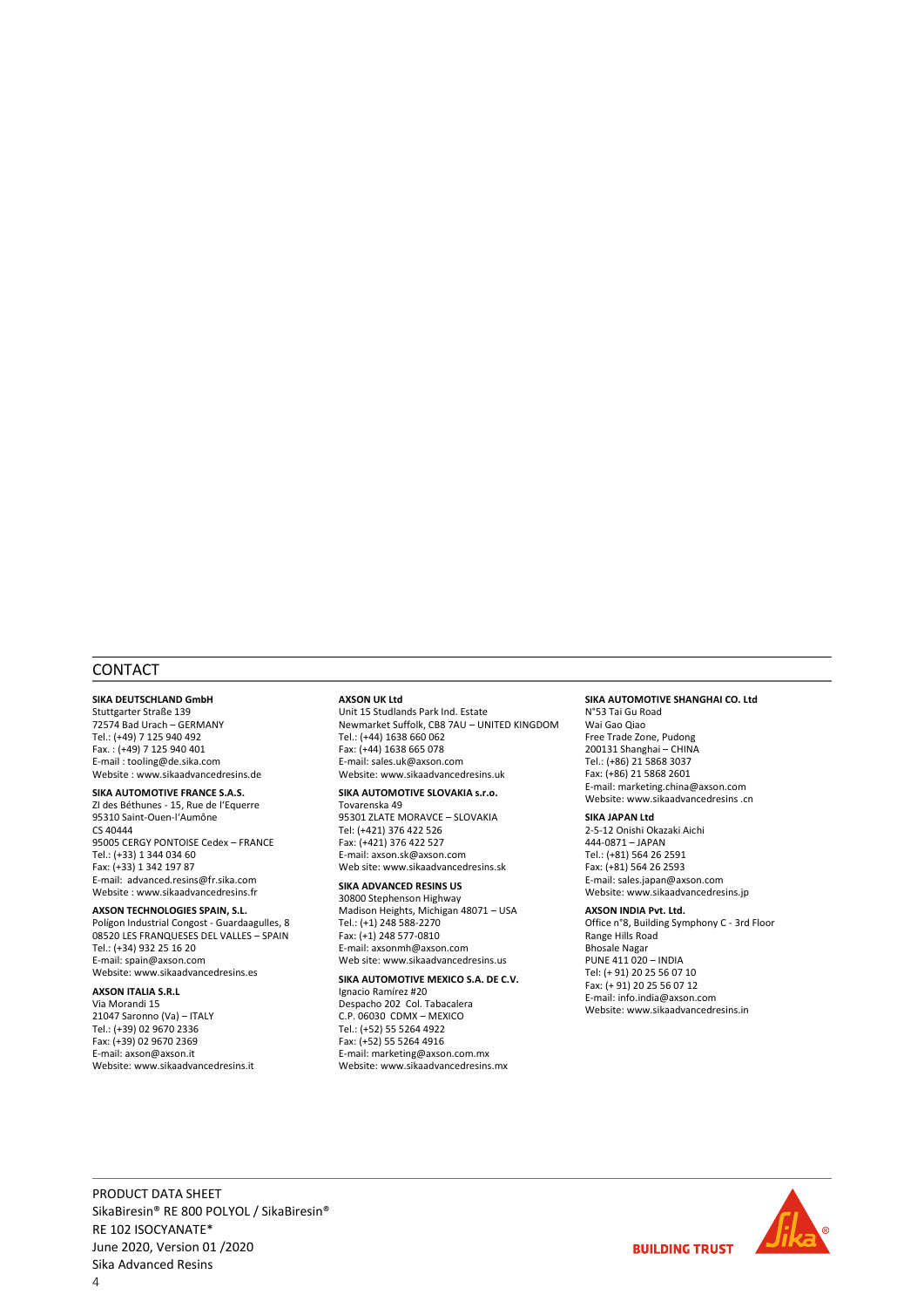## CONTACT

**SIKA DEUTSCHLAND GmbH**
Stuttgarter Straße 139
72574 Bad Urach – GERMANY
Tel.: (+49) 7 125 940 492
Fax. : (+49) 7 125 940 401
E-mail : tooling@de.sika.com
Website : www.sikaadvancedresins.de

**SIKA AUTOMOTIVE FRANCE S.A.S.**
ZI des Béthunes - 15, Rue de l'Equerre
95310 Saint-Ouen-l'Aumône
CS 40444
95005 CERGY PONTOISE Cedex – FRANCE
Tel.: (+33) 1 344 034 60
Fax: (+33) 1 342 197 87
E-mail: advanced.resins@fr.sika.com
Website : www.sikaadvancedresins.fr

**AXSON TECHNOLOGIES SPAIN, S.L.**
Polígon Industrial Congost - Guardaagulles, 8
08520 LES FRANQUESES DEL VALLES – SPAIN
Tel.: (+34) 932 25 16 20
E-mail: spain@axson.com
Website: www.sikaadvancedresins.es

**AXSON ITALIA S.R.L**
Via Morandi 15
21047 Saronno (Va) – ITALY
Tel.: (+39) 02 9670 2336
Fax: (+39) 02 9670 2369
E-mail: axson@axson.it
Website: www.sikaadvancedresins.it

**AXSON UK Ltd**
Unit 15 Studlands Park Ind. Estate
Newmarket Suffolk, CB8 7AU – UNITED KINGDOM
Tel.: (+44) 1638 660 062
Fax: (+44) 1638 665 078
E-mail: sales.uk@axson.com
Website: www.sikaadvancedresins.uk

**SIKA AUTOMOTIVE SLOVAKIA s.r.o.**
Tovarenska 49
95301 ZLATE MORAVCE – SLOVAKIA
Tel: (+421) 376 422 526
Fax: (+421) 376 422 527
E-mail: axson.sk@axson.com
Web site: www.sikaadvancedresins.sk

**SIKA ADVANCED RESINS US**
30800 Stephenson Highway
Madison Heights, Michigan 48071 – USA
Tel.: (+1) 248 588-2270
Fax: (+1) 248 577-0810
E-mail: axsonmh@axson.com
Web site: www.sikaadvancedresins.us

**SIKA AUTOMOTIVE MEXICO S.A. DE C.V.**
Ignacio Ramírez #20
Despacho 202 Col. Tabacalera
C.P. 06030 CDMX – MEXICO
Tel.: (+52) 55 5264 4922
Fax: (+52) 55 5264 4916
E-mail: marketing@axson.com.mx
Website: www.sikaadvancedresins.mx

**SIKA AUTOMOTIVE SHANGHAI CO. Ltd**
N°53 Tai Gu Road
Wai Gao Qiao
Free Trade Zone, Pudong
200131 Shanghai – CHINA
Tel.: (+86) 21 5868 3037
Fax: (+86) 21 5868 2601
E-mail: marketing.china@axson.com
Website: www.sikaadvancedresins .cn

**SIKA JAPAN Ltd**
2-5-12 Onishi Okazaki Aichi
444-0871 – JAPAN
Tel.: (+81) 564 26 2591
Fax: (+81) 564 26 2593
E-mail: sales.japan@axson.com
Website: www.sikaadvancedresins.jp

**AXSON INDIA Pvt. Ltd.**
Office n°8, Building Symphony C - 3rd Floor
Range Hills Road
Bhosale Nagar
PUNE 411 020 – INDIA
Tel: (+ 91) 20 25 56 07 10
Fax: (+ 91) 20 25 56 07 12
E-mail: info.india@axson.com
Website: www.sikaadvancedresins.in

PRODUCT DATA SHEET
SikaBiresin® RE 800 POLYOL / SikaBiresin® RE 102 ISOCYANATE*
June 2020, Version 01 /2020
Sika Advanced Resins

BUILDING TRUST